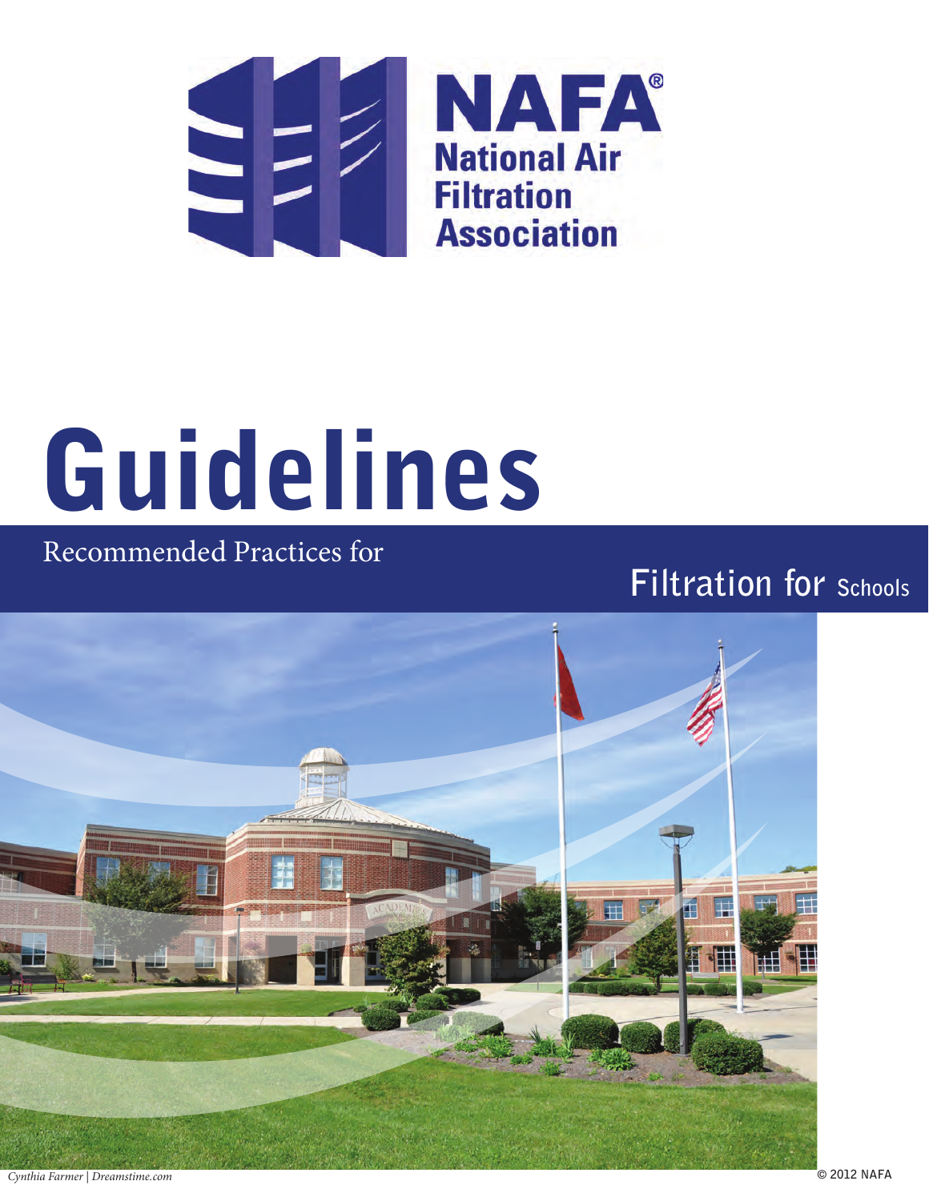# NAFA® National Air Filtration Association

# Guidelines

## Recommended Practices for Filtration for Schools

Cynthia Farmer | Dreamstime.com

© 2012 NAFA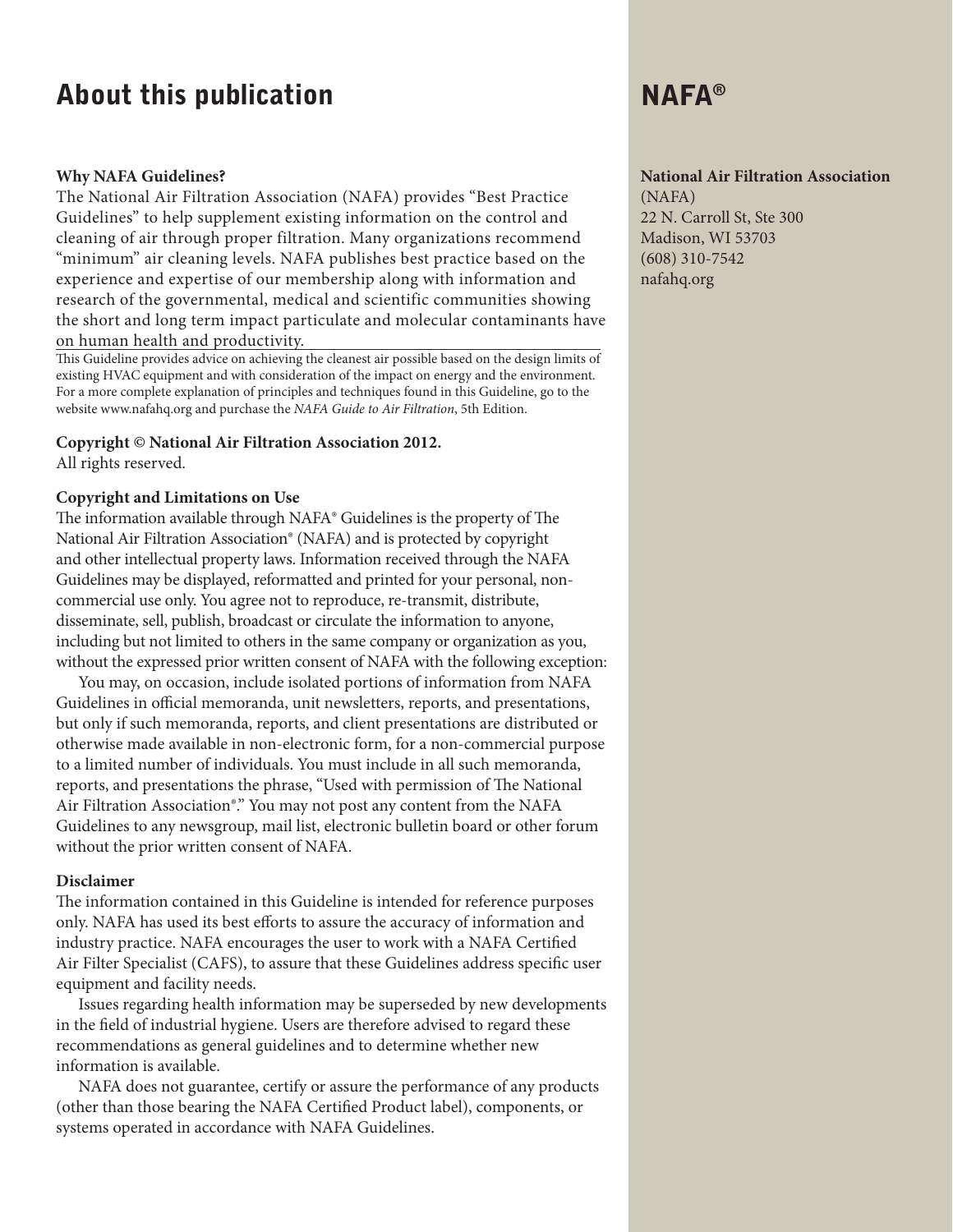# About this publication

**Why NAFA Guidelines?**

The National Air Filtration Association (NAFA) provides "Best Practice Guidelines" to help supplement existing information on the control and cleaning of air through proper filtration. Many organizations recommend "minimum" air cleaning levels. NAFA publishes best practice based on the experience and expertise of our membership along with information and research of the governmental, medical and scientific communities showing the short and long term impact particulate and molecular contaminants have on human health and productivity.

This Guideline provides advice on achieving the cleanest air possible based on the design limits of existing HVAC equipment and with consideration of the impact on energy and the environment. For a more complete explanation of principles and techniques found in this Guideline, go to the website www.nafahq.org and purchase the *NAFA Guide to Air Filtration*, 5th Edition.

**Copyright © National Air Filtration Association 2012.**
All rights reserved.

**Copyright and Limitations on Use**

The information available through NAFA® Guidelines is the property of The National Air Filtration Association® (NAFA) and is protected by copyright and other intellectual property laws. Information received through the NAFA Guidelines may be displayed, reformatted and printed for your personal, non-commercial use only. You agree not to reproduce, re-transmit, distribute, disseminate, sell, publish, broadcast or circulate the information to anyone, including but not limited to others in the same company or organization as you, without the expressed prior written consent of NAFA with the following exception:

You may, on occasion, include isolated portions of information from NAFA Guidelines in official memoranda, unit newsletters, reports, and presentations, but only if such memoranda, reports, and client presentations are distributed or otherwise made available in non-electronic form, for a non-commercial purpose to a limited number of individuals. You must include in all such memoranda, reports, and presentations the phrase, "Used with permission of The National Air Filtration Association®." You may not post any content from the NAFA Guidelines to any newsgroup, mail list, electronic bulletin board or other forum without the prior written consent of NAFA.

**Disclaimer**

The information contained in this Guideline is intended for reference purposes only. NAFA has used its best efforts to assure the accuracy of information and industry practice. NAFA encourages the user to work with a NAFA Certified Air Filter Specialist (CAFS), to assure that these Guidelines address specific user equipment and facility needs.

Issues regarding health information may be superseded by new developments in the field of industrial hygiene. Users are therefore advised to regard these recommendations as general guidelines and to determine whether new information is available.

NAFA does not guarantee, certify or assure the performance of any products (other than those bearing the NAFA Certified Product label), components, or systems operated in accordance with NAFA Guidelines.

# NAFA®

**National Air Filtration Association**
(NAFA)
22 N. Carroll St, Ste 300
Madison, WI 53703
(608) 310-7542
nafahq.org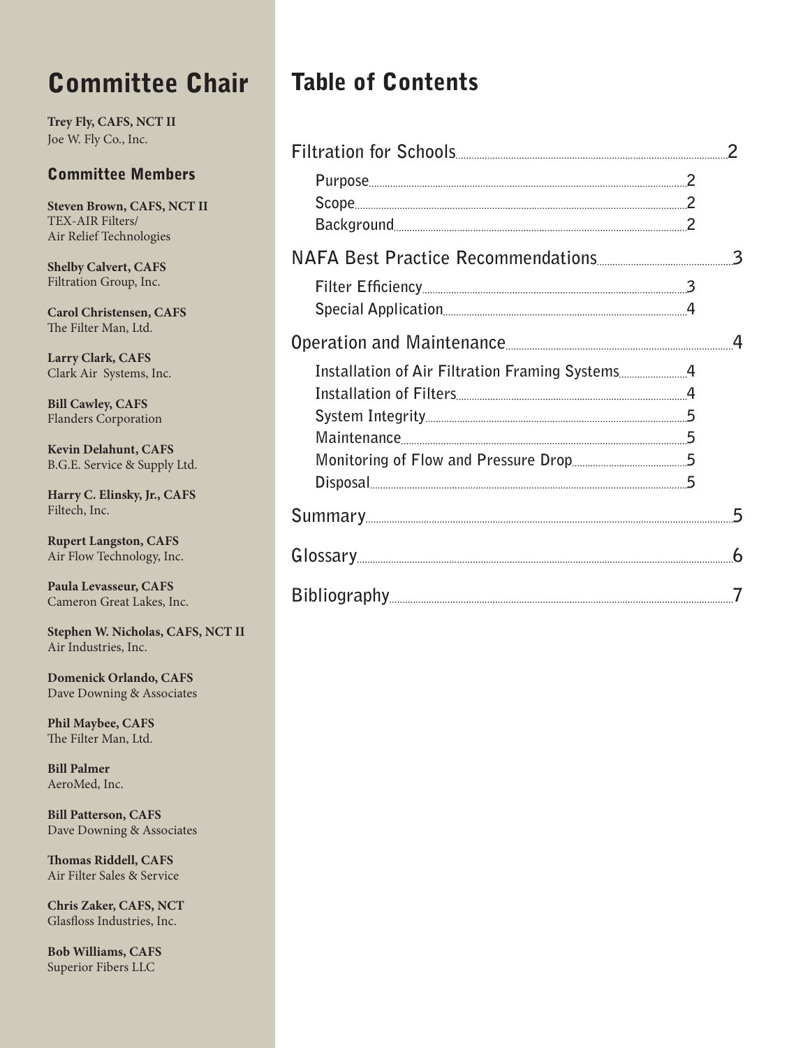## Committee Chair

**Trey Fly, CAFS, NCT II**
Joe W. Fly Co., Inc.

### Committee Members

**Steven Brown, CAFS, NCT II**
TEX-AIR Filters/
Air Relief Technologies

**Shelby Calvert, CAFS**
Filtration Group, Inc.

**Carol Christensen, CAFS**
The Filter Man, Ltd.

**Larry Clark, CAFS**
Clark Air Systems, Inc.

**Bill Cawley, CAFS**
Flanders Corporation

**Kevin Delahunt, CAFS**
B.G.E. Service & Supply Ltd.

**Harry C. Elinsky, Jr., CAFS**
Filtech, Inc.

**Rupert Langston, CAFS**
Air Flow Technology, Inc.

**Paula Levasseur, CAFS**
Cameron Great Lakes, Inc.

**Stephen W. Nicholas, CAFS, NCT II**
Air Industries, Inc.

**Domenick Orlando, CAFS**
Dave Downing & Associates

**Phil Maybee, CAFS**
The Filter Man, Ltd.

**Bill Palmer**
AeroMed, Inc.

**Bill Patterson, CAFS**
Dave Downing & Associates

**Thomas Riddell, CAFS**
Air Filter Sales & Service

**Chris Zaker, CAFS, NCT**
Glasfloss Industries, Inc.

**Bob Williams, CAFS**
Superior Fibers LLC

## Table of Contents

**Filtration for Schools** .......... 2
- Purpose .......... 2
- Scope .......... 2
- Background .......... 2

**NAFA Best Practice Recommendations** .......... 3
- Filter Efficiency .......... 3
- Special Application .......... 4

**Operation and Maintenance** .......... 4
- Installation of Air Filtration Framing Systems .......... 4
- Installation of Filters .......... 4
- System Integrity .......... 5
- Maintenance .......... 5
- Monitoring of Flow and Pressure Drop .......... 5
- Disposal .......... 5

**Summary** .......... 5

**Glossary** .......... 6

**Bibliography** .......... 7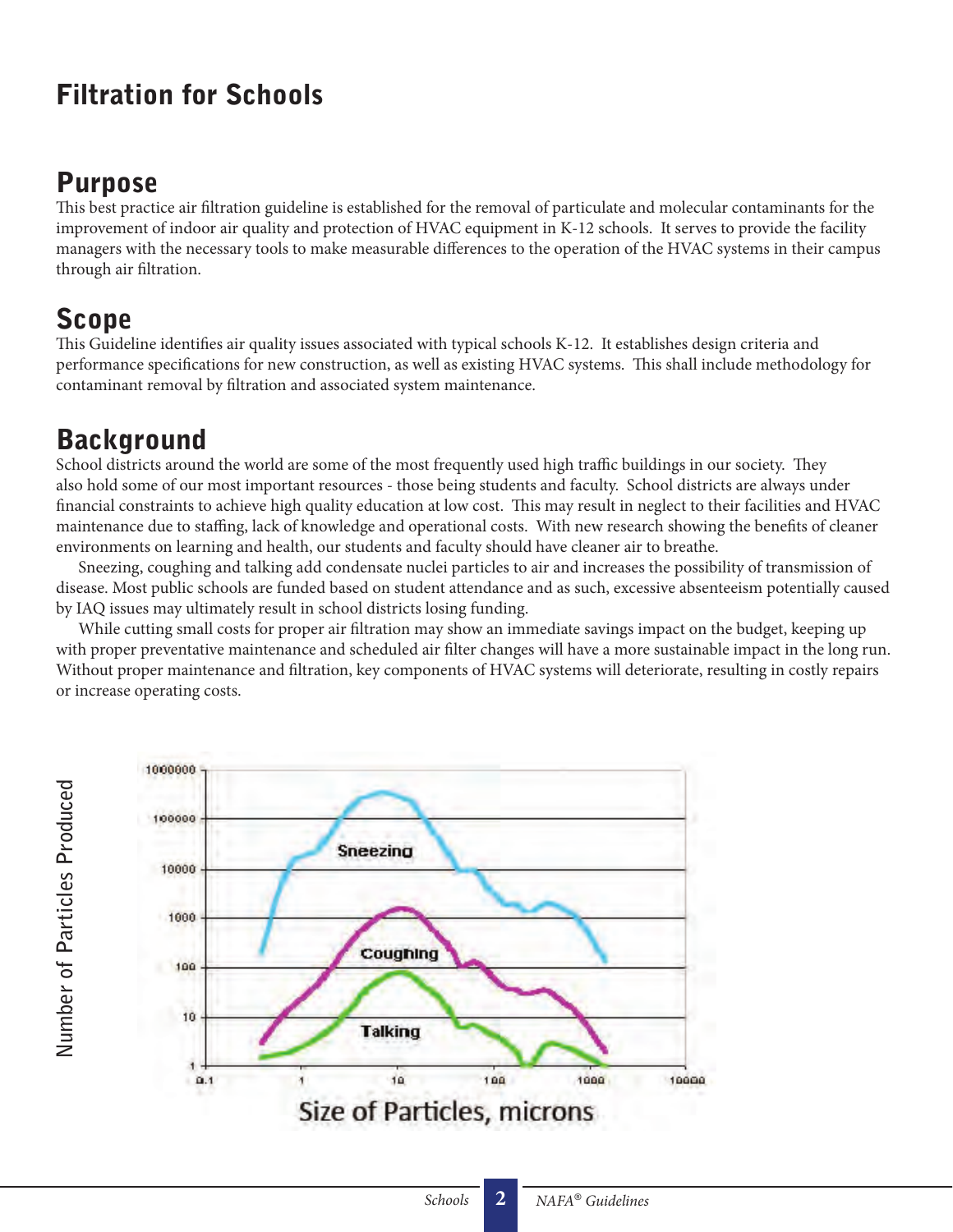## Filtration for Schools

### Purpose

This best practice air filtration guideline is established for the removal of particulate and molecular contaminants for the improvement of indoor air quality and protection of HVAC equipment in K-12 schools. It serves to provide the facility managers with the necessary tools to make measurable differences to the operation of the HVAC systems in their campus through air filtration.

### Scope

This Guideline identifies air quality issues associated with typical schools K-12. It establishes design criteria and performance specifications for new construction, as well as existing HVAC systems. This shall include methodology for contaminant removal by filtration and associated system maintenance.

### Background

School districts around the world are some of the most frequently used high traffic buildings in our society. They also hold some of our most important resources - those being students and faculty. School districts are always under financial constraints to achieve high quality education at low cost. This may result in neglect to their facilities and HVAC maintenance due to staffing, lack of knowledge and operational costs. With new research showing the benefits of cleaner environments on learning and health, our students and faculty should have cleaner air to breathe.

Sneezing, coughing and talking add condensate nuclei particles to air and increases the possibility of transmission of disease. Most public schools are funded based on student attendance and as such, excessive absenteeism potentially caused by IAQ issues may ultimately result in school districts losing funding.

While cutting small costs for proper air filtration may show an immediate savings impact on the budget, keeping up with proper preventative maintenance and scheduled air filter changes will have a more sustainable impact in the long run. Without proper maintenance and filtration, key components of HVAC systems will deteriorate, resulting in costly repairs or increase operating costs.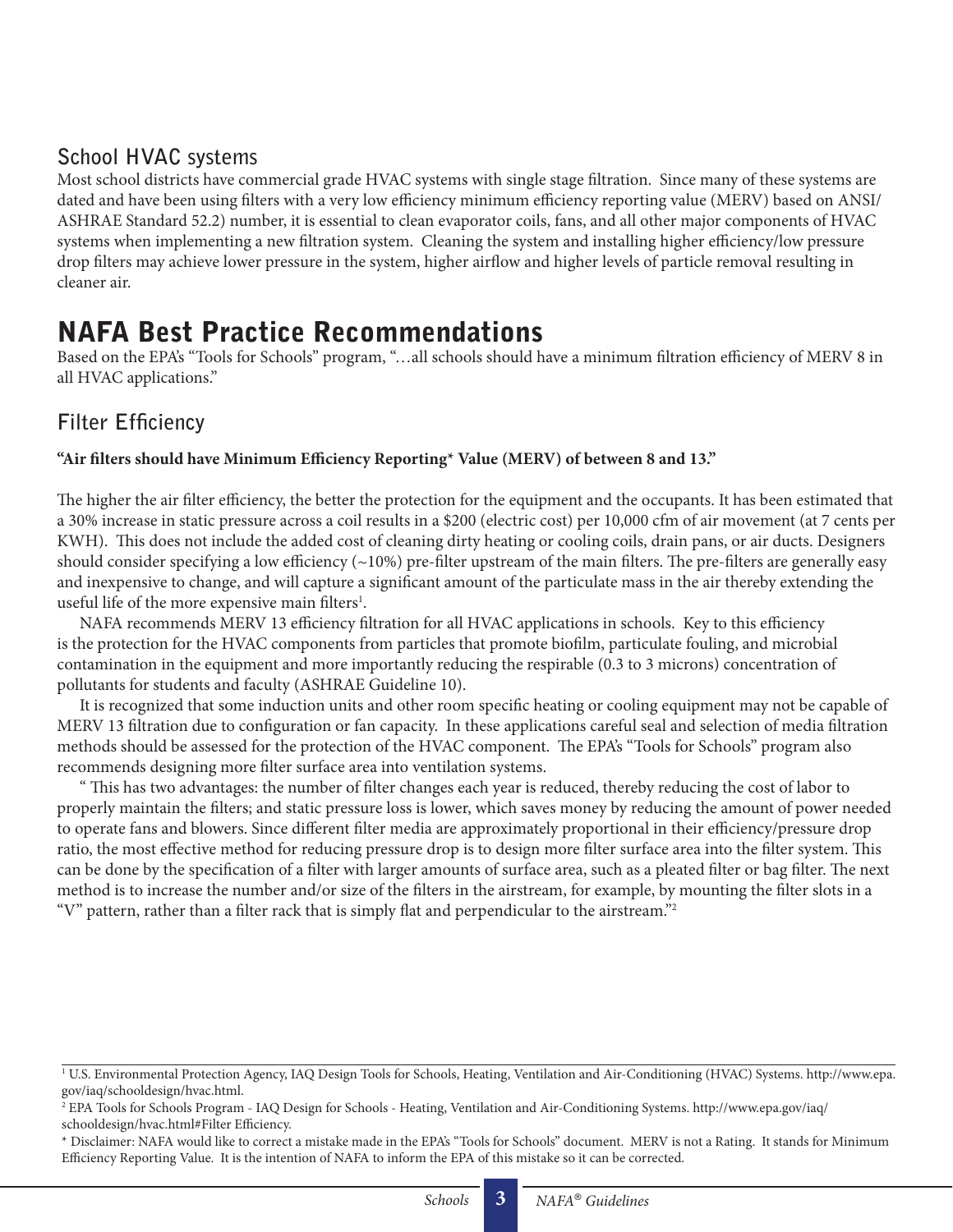## School HVAC systems

Most school districts have commercial grade HVAC systems with single stage filtration. Since many of these systems are dated and have been using filters with a very low efficiency minimum efficiency reporting value (MERV) based on ANSI/ASHRAE Standard 52.2) number, it is essential to clean evaporator coils, fans, and all other major components of HVAC systems when implementing a new filtration system. Cleaning the system and installing higher efficiency/low pressure drop filters may achieve lower pressure in the system, higher airflow and higher levels of particle removal resulting in cleaner air.

# NAFA Best Practice Recommendations

Based on the EPA's "Tools for Schools" program, "…all schools should have a minimum filtration efficiency of MERV 8 in all HVAC applications."

## Filter Efficiency

**"Air filters should have Minimum Efficiency Reporting* Value (MERV) of between 8 and 13."**

The higher the air filter efficiency, the better the protection for the equipment and the occupants. It has been estimated that a 30% increase in static pressure across a coil results in a $200 (electric cost) per 10,000 cfm of air movement (at 7 cents per KWH). This does not include the added cost of cleaning dirty heating or cooling coils, drain pans, or air ducts. Designers should consider specifying a low efficiency (~10%) pre-filter upstream of the main filters. The pre-filters are generally easy and inexpensive to change, and will capture a significant amount of the particulate mass in the air thereby extending the useful life of the more expensive main filters[1].

NAFA recommends MERV 13 efficiency filtration for all HVAC applications in schools. Key to this efficiency is the protection for the HVAC components from particles that promote biofilm, particulate fouling, and microbial contamination in the equipment and more importantly reducing the respirable (0.3 to 3 microns) concentration of pollutants for students and faculty (ASHRAE Guideline 10).

It is recognized that some induction units and other room specific heating or cooling equipment may not be capable of MERV 13 filtration due to configuration or fan capacity. In these applications careful seal and selection of media filtration methods should be assessed for the protection of the HVAC component. The EPA's "Tools for Schools" program also recommends designing more filter surface area into ventilation systems.

" This has two advantages: the number of filter changes each year is reduced, thereby reducing the cost of labor to properly maintain the filters; and static pressure loss is lower, which saves money by reducing the amount of power needed to operate fans and blowers. Since different filter media are approximately proportional in their efficiency/pressure drop ratio, the most effective method for reducing pressure drop is to design more filter surface area into the filter system. This can be done by the specification of a filter with larger amounts of surface area, such as a pleated filter or bag filter. The next method is to increase the number and/or size of the filters in the airstream, for example, by mounting the filter slots in a "V" pattern, rather than a filter rack that is simply flat and perpendicular to the airstream."[2]

---

[1] U.S. Environmental Protection Agency, IAQ Design Tools for Schools, Heating, Ventilation and Air-Conditioning (HVAC) Systems. http://www.epa.gov/iaq/schooldesign/hvac.html.

[2] EPA Tools for Schools Program - IAQ Design for Schools - Heating, Ventilation and Air-Conditioning Systems. http://www.epa.gov/iaq/schooldesign/hvac.html#Filter Efficiency.

* Disclaimer: NAFA would like to correct a mistake made in the EPA's "Tools for Schools" document. MERV is not a Rating. It stands for Minimum Efficiency Reporting Value. It is the intention of NAFA to inform the EPA of this mistake so it can be corrected.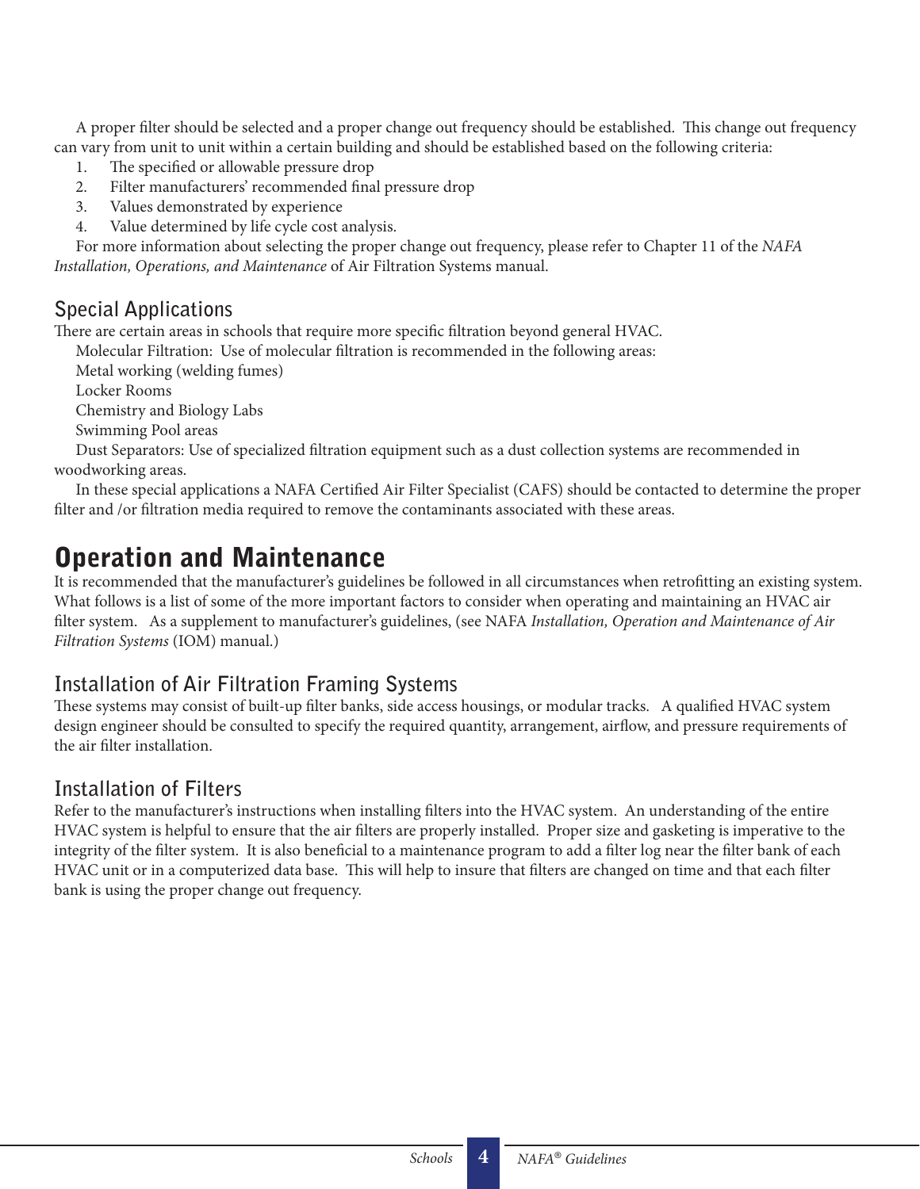A proper filter should be selected and a proper change out frequency should be established. This change out frequency can vary from unit to unit within a certain building and should be established based on the following criteria:

1. The specified or allowable pressure drop
2. Filter manufacturers' recommended final pressure drop
3. Values demonstrated by experience
4. Value determined by life cycle cost analysis.

For more information about selecting the proper change out frequency, please refer to Chapter 11 of the *NAFA Installation, Operations, and Maintenance* of Air Filtration Systems manual.

### Special Applications

There are certain areas in schools that require more specific filtration beyond general HVAC.

Molecular Filtration: Use of molecular filtration is recommended in the following areas:

Metal working (welding fumes)

Locker Rooms

Chemistry and Biology Labs

Swimming Pool areas

Dust Separators: Use of specialized filtration equipment such as a dust collection systems are recommended in woodworking areas.

In these special applications a NAFA Certified Air Filter Specialist (CAFS) should be contacted to determine the proper filter and /or filtration media required to remove the contaminants associated with these areas.

## Operation and Maintenance

It is recommended that the manufacturer's guidelines be followed in all circumstances when retrofitting an existing system. What follows is a list of some of the more important factors to consider when operating and maintaining an HVAC air filter system. As a supplement to manufacturer's guidelines, (see NAFA *Installation, Operation and Maintenance of Air Filtration Systems* (IOM) manual.)

### Installation of Air Filtration Framing Systems

These systems may consist of built-up filter banks, side access housings, or modular tracks. A qualified HVAC system design engineer should be consulted to specify the required quantity, arrangement, airflow, and pressure requirements of the air filter installation.

### Installation of Filters

Refer to the manufacturer's instructions when installing filters into the HVAC system. An understanding of the entire HVAC system is helpful to ensure that the air filters are properly installed. Proper size and gasketing is imperative to the integrity of the filter system. It is also beneficial to a maintenance program to add a filter log near the filter bank of each HVAC unit or in a computerized data base. This will help to insure that filters are changed on time and that each filter bank is using the proper change out frequency.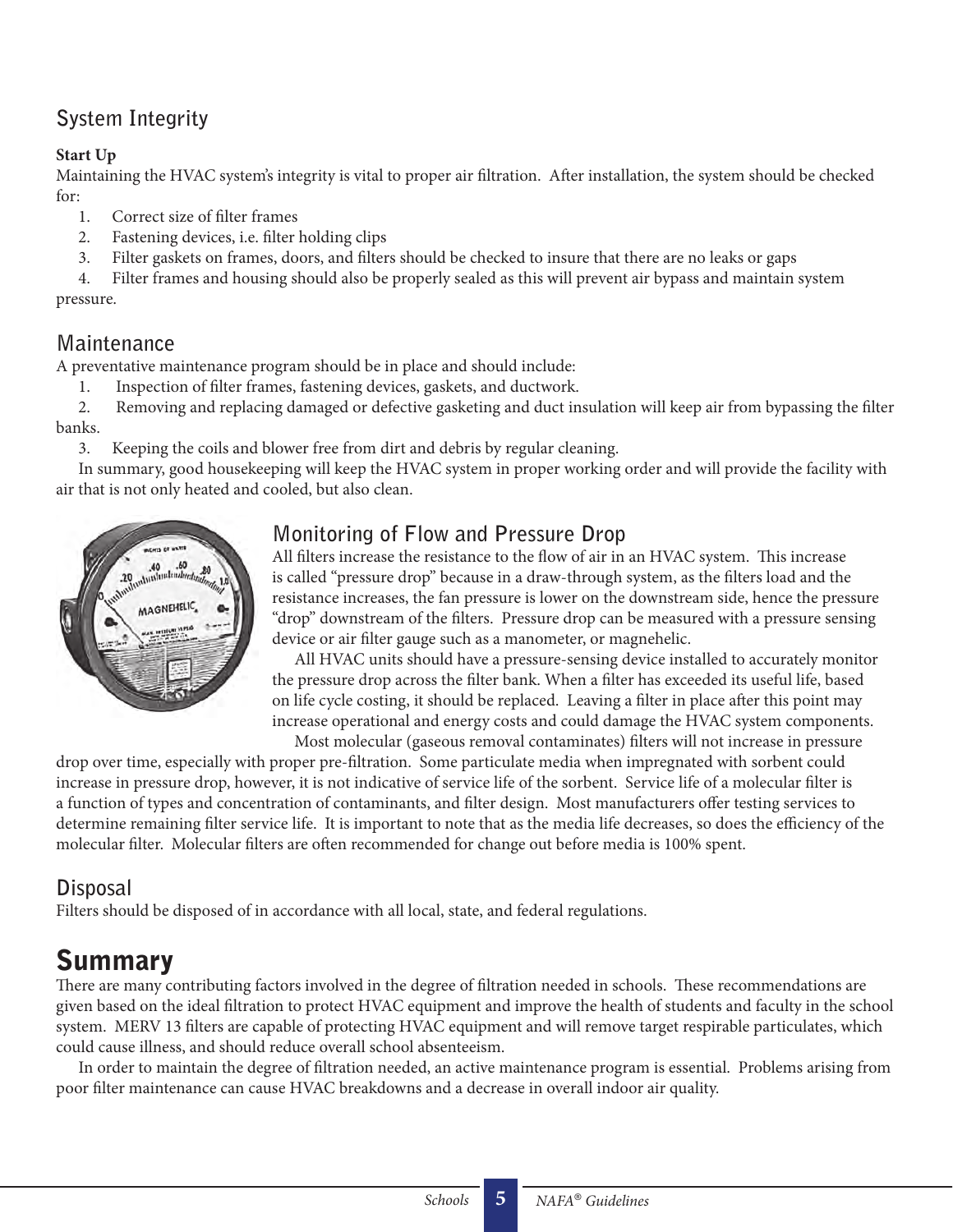## System Integrity

**Start Up**

Maintaining the HVAC system's integrity is vital to proper air filtration. After installation, the system should be checked for:

1. Correct size of filter frames
2. Fastening devices, i.e. filter holding clips
3. Filter gaskets on frames, doors, and filters should be checked to insure that there are no leaks or gaps
4. Filter frames and housing should also be properly sealed as this will prevent air bypass and maintain system pressure.

## Maintenance

A preventative maintenance program should be in place and should include:

1. Inspection of filter frames, fastening devices, gaskets, and ductwork.
2. Removing and replacing damaged or defective gasketing and duct insulation will keep air from bypassing the filter banks.
3. Keeping the coils and blower free from dirt and debris by regular cleaning.

In summary, good housekeeping will keep the HVAC system in proper working order and will provide the facility with air that is not only heated and cooled, but also clean.

## Monitoring of Flow and Pressure Drop

All filters increase the resistance to the flow of air in an HVAC system. This increase is called "pressure drop" because in a draw-through system, as the filters load and the resistance increases, the fan pressure is lower on the downstream side, hence the pressure "drop" downstream of the filters. Pressure drop can be measured with a pressure sensing device or air filter gauge such as a manometer, or magnehelic.

All HVAC units should have a pressure-sensing device installed to accurately monitor the pressure drop across the filter bank. When a filter has exceeded its useful life, based on life cycle costing, it should be replaced. Leaving a filter in place after this point may increase operational and energy costs and could damage the HVAC system components.

Most molecular (gaseous removal contaminates) filters will not increase in pressure drop over time, especially with proper pre-filtration. Some particulate media when impregnated with sorbent could increase in pressure drop, however, it is not indicative of service life of the sorbent. Service life of a molecular filter is a function of types and concentration of contaminants, and filter design. Most manufacturers offer testing services to determine remaining filter service life. It is important to note that as the media life decreases, so does the efficiency of the molecular filter. Molecular filters are often recommended for change out before media is 100% spent.

## Disposal

Filters should be disposed of in accordance with all local, state, and federal regulations.

# Summary

There are many contributing factors involved in the degree of filtration needed in schools. These recommendations are given based on the ideal filtration to protect HVAC equipment and improve the health of students and faculty in the school system. MERV 13 filters are capable of protecting HVAC equipment and will remove target respirable particulates, which could cause illness, and should reduce overall school absenteeism.

In order to maintain the degree of filtration needed, an active maintenance program is essential. Problems arising from poor filter maintenance can cause HVAC breakdowns and a decrease in overall indoor air quality.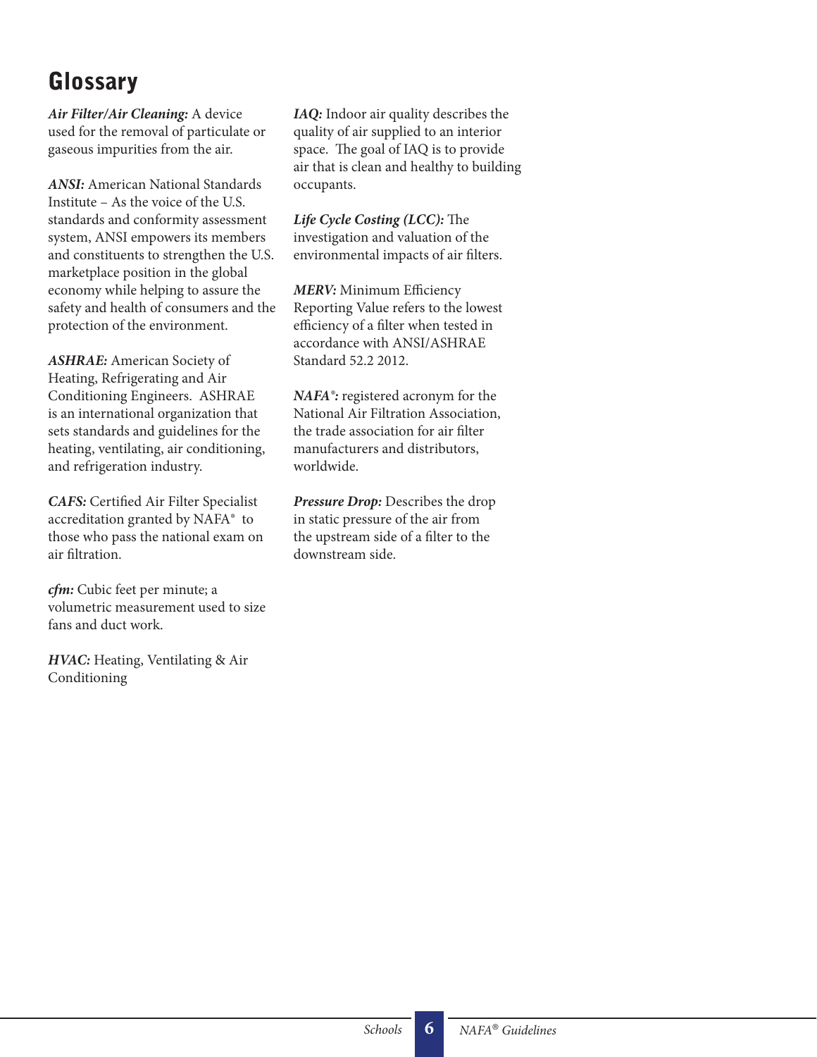# Glossary

***Air Filter/Air Cleaning:*** A device used for the removal of particulate or gaseous impurities from the air.

***ANSI:*** American National Standards Institute – As the voice of the U.S. standards and conformity assessment system, ANSI empowers its members and constituents to strengthen the U.S. marketplace position in the global economy while helping to assure the safety and health of consumers and the protection of the environment.

***ASHRAE:*** American Society of Heating, Refrigerating and Air Conditioning Engineers. ASHRAE is an international organization that sets standards and guidelines for the heating, ventilating, air conditioning, and refrigeration industry.

***CAFS:*** Certified Air Filter Specialist accreditation granted by NAFA® to those who pass the national exam on air filtration.

***cfm:*** Cubic feet per minute; a volumetric measurement used to size fans and duct work.

***HVAC:*** Heating, Ventilating & Air Conditioning

***IAQ:*** Indoor air quality describes the quality of air supplied to an interior space. The goal of IAQ is to provide air that is clean and healthy to building occupants.

***Life Cycle Costing (LCC):*** The investigation and valuation of the environmental impacts of air filters.

***MERV:*** Minimum Efficiency Reporting Value refers to the lowest efficiency of a filter when tested in accordance with ANSI/ASHRAE Standard 52.2 2012.

***NAFA®:*** registered acronym for the National Air Filtration Association, the trade association for air filter manufacturers and distributors, worldwide.

***Pressure Drop:*** Describes the drop in static pressure of the air from the upstream side of a filter to the downstream side.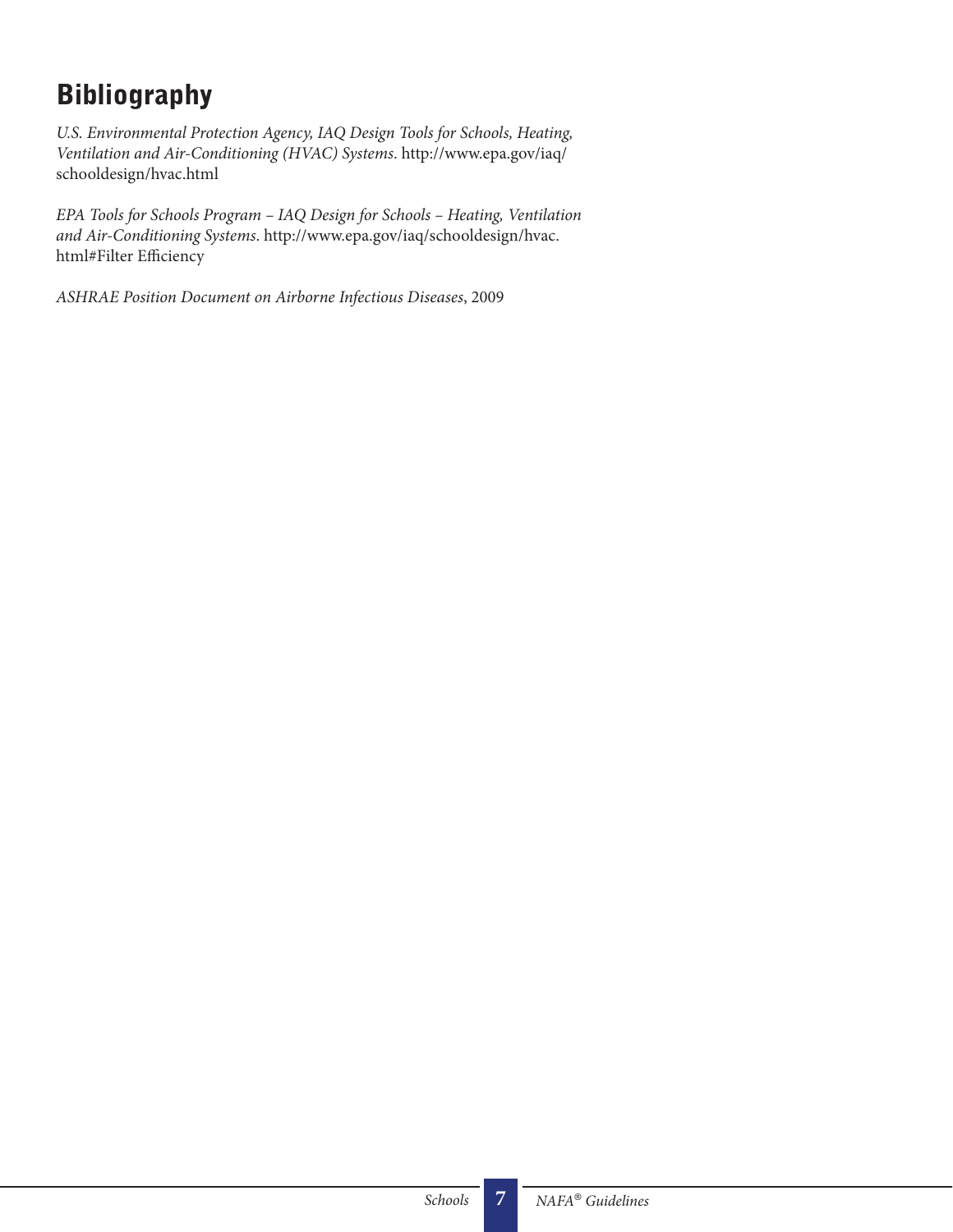## Bibliography

*U.S. Environmental Protection Agency, IAQ Design Tools for Schools, Heating, Ventilation and Air-Conditioning (HVAC) Systems*. http://www.epa.gov/iaq/schooldesign/hvac.html

*EPA Tools for Schools Program – IAQ Design for Schools – Heating, Ventilation and Air-Conditioning Systems*. http://www.epa.gov/iaq/schooldesign/hvac.html#Filter Efficiency

*ASHRAE Position Document on Airborne Infectious Diseases*, 2009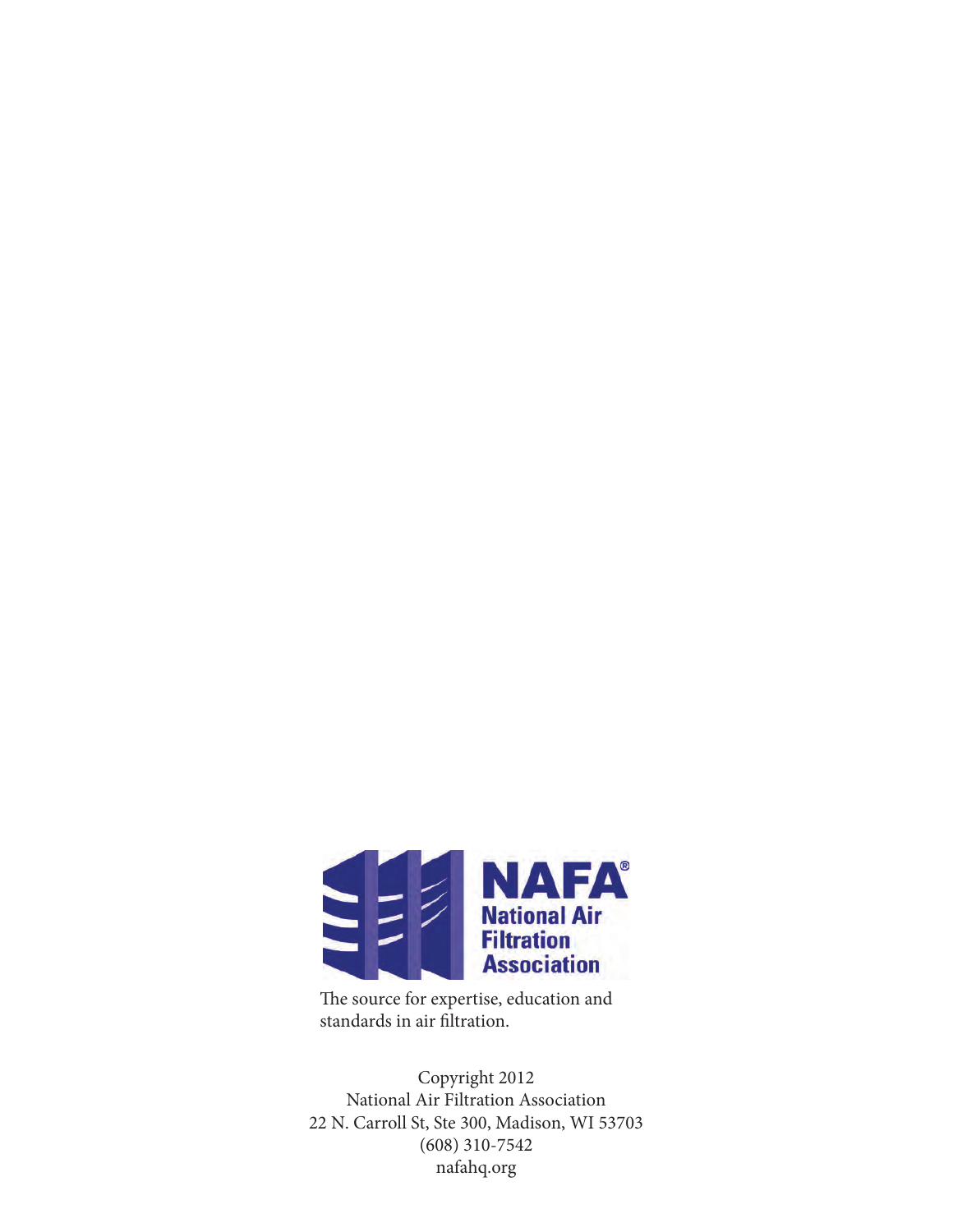NAFA®
National Air
Filtration
Association

The source for expertise, education and standards in air filtration.

Copyright 2012
National Air Filtration Association
22 N. Carroll St, Ste 300, Madison, WI 53703
(608) 310-7542
nafahq.org